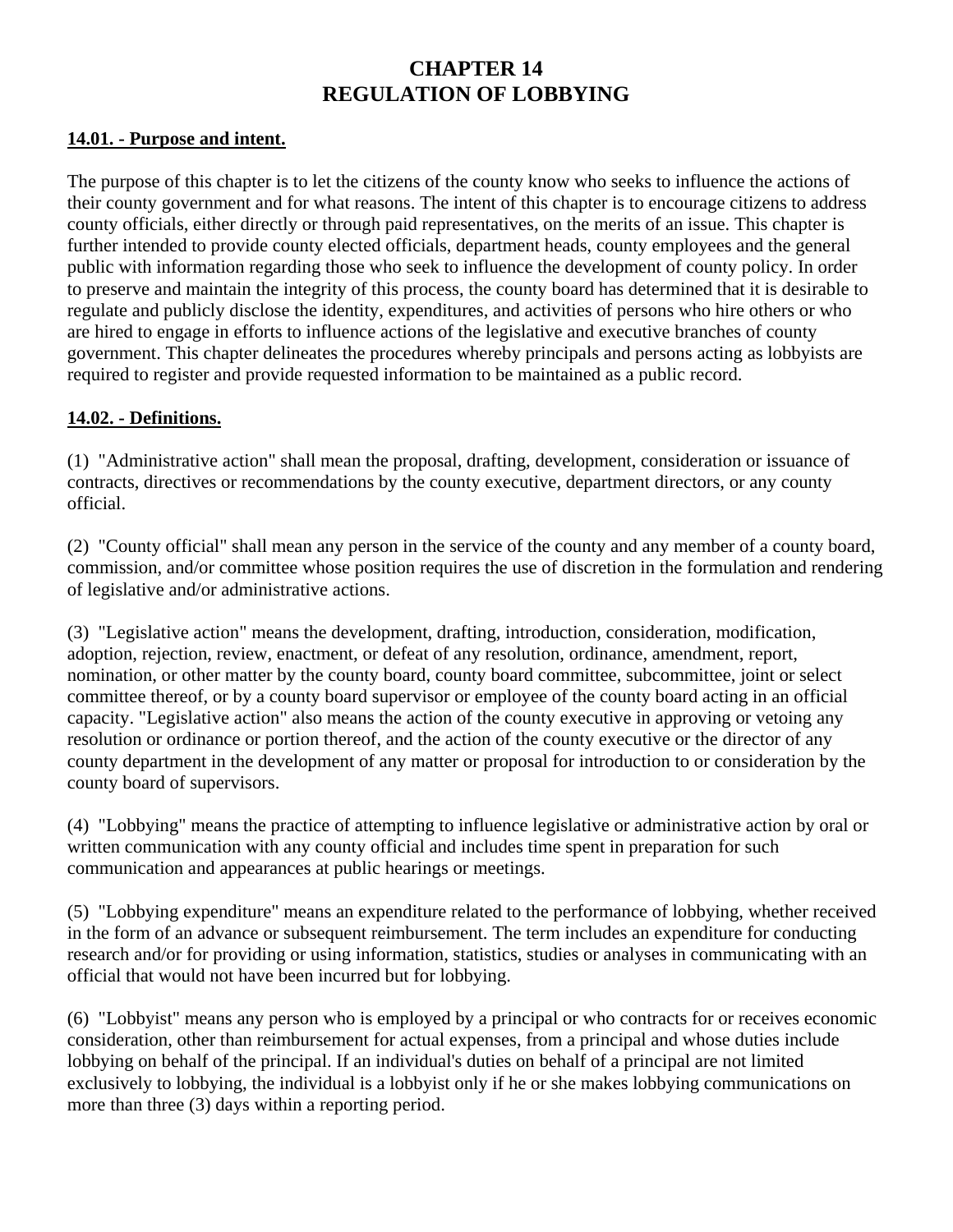# CHAPTER 14
# REGULATION OF LOBBYING

**14.01. - Purpose and intent.**

The purpose of this chapter is to let the citizens of the county know who seeks to influence the actions of their county government and for what reasons. The intent of this chapter is to encourage citizens to address county officials, either directly or through paid representatives, on the merits of an issue. This chapter is further intended to provide county elected officials, department heads, county employees and the general public with information regarding those who seek to influence the development of county policy. In order to preserve and maintain the integrity of this process, the county board has determined that it is desirable to regulate and publicly disclose the identity, expenditures, and activities of persons who hire others or who are hired to engage in efforts to influence actions of the legislative and executive branches of county government. This chapter delineates the procedures whereby principals and persons acting as lobbyists are required to register and provide requested information to be maintained as a public record.

**14.02. - Definitions.**

(1) "Administrative action" shall mean the proposal, drafting, development, consideration or issuance of contracts, directives or recommendations by the county executive, department directors, or any county official.

(2) "County official" shall mean any person in the service of the county and any member of a county board, commission, and/or committee whose position requires the use of discretion in the formulation and rendering of legislative and/or administrative actions.

(3) "Legislative action" means the development, drafting, introduction, consideration, modification, adoption, rejection, review, enactment, or defeat of any resolution, ordinance, amendment, report, nomination, or other matter by the county board, county board committee, subcommittee, joint or select committee thereof, or by a county board supervisor or employee of the county board acting in an official capacity. "Legislative action" also means the action of the county executive in approving or vetoing any resolution or ordinance or portion thereof, and the action of the county executive or the director of any county department in the development of any matter or proposal for introduction to or consideration by the county board of supervisors.

(4) "Lobbying" means the practice of attempting to influence legislative or administrative action by oral or written communication with any county official and includes time spent in preparation for such communication and appearances at public hearings or meetings.

(5) "Lobbying expenditure" means an expenditure related to the performance of lobbying, whether received in the form of an advance or subsequent reimbursement. The term includes an expenditure for conducting research and/or for providing or using information, statistics, studies or analyses in communicating with an official that would not have been incurred but for lobbying.

(6) "Lobbyist" means any person who is employed by a principal or who contracts for or receives economic consideration, other than reimbursement for actual expenses, from a principal and whose duties include lobbying on behalf of the principal. If an individual's duties on behalf of a principal are not limited exclusively to lobbying, the individual is a lobbyist only if he or she makes lobbying communications on more than three (3) days within a reporting period.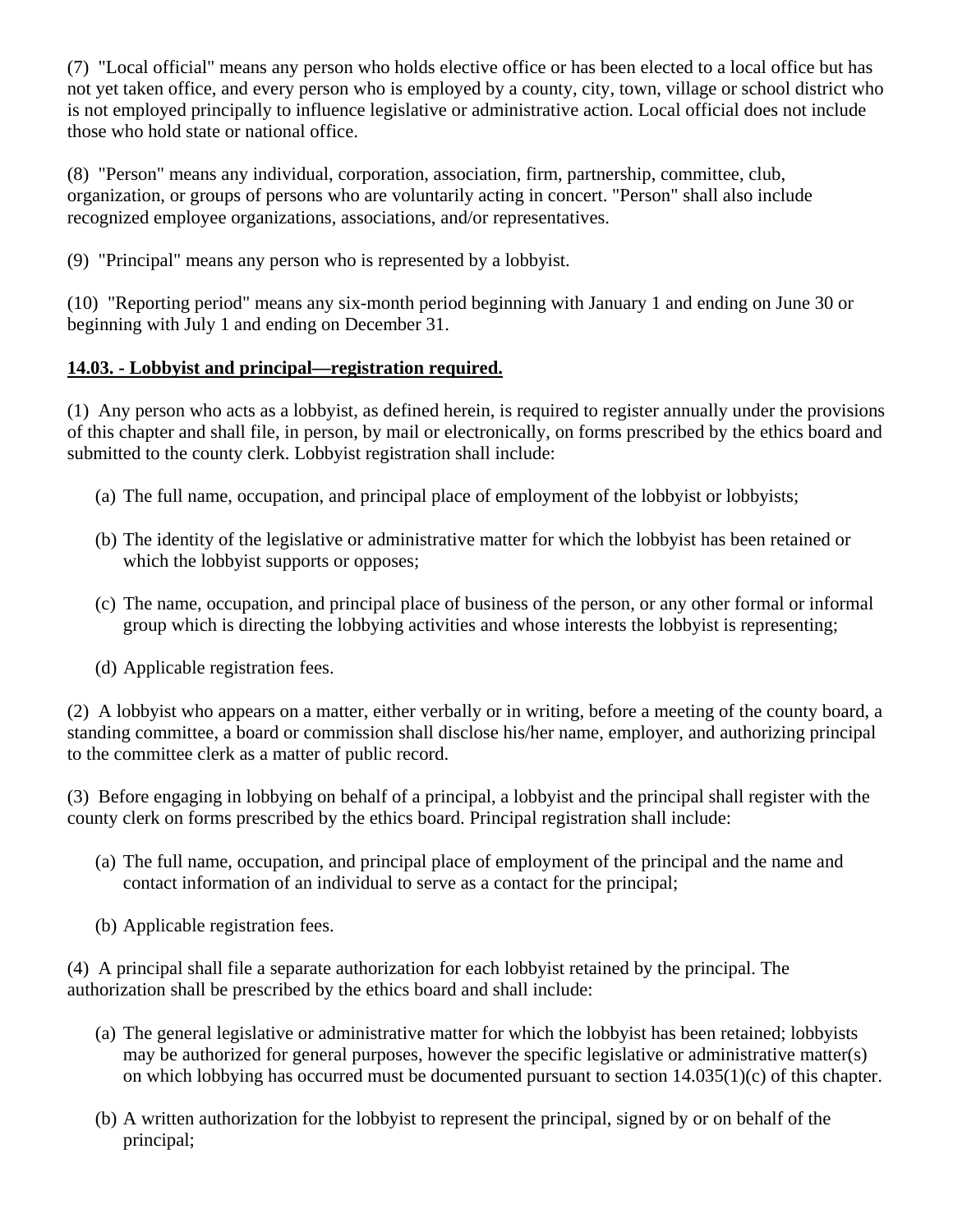(7) "Local official" means any person who holds elective office or has been elected to a local office but has not yet taken office, and every person who is employed by a county, city, town, village or school district who is not employed principally to influence legislative or administrative action. Local official does not include those who hold state or national office.

(8) "Person" means any individual, corporation, association, firm, partnership, committee, club, organization, or groups of persons who are voluntarily acting in concert. "Person" shall also include recognized employee organizations, associations, and/or representatives.

(9) "Principal" means any person who is represented by a lobbyist.

(10) "Reporting period" means any six-month period beginning with January 1 and ending on June 30 or beginning with July 1 and ending on December 31.

### 14.03. - Lobbyist and principal—registration required.

(1) Any person who acts as a lobbyist, as defined herein, is required to register annually under the provisions of this chapter and shall file, in person, by mail or electronically, on forms prescribed by the ethics board and submitted to the county clerk. Lobbyist registration shall include:

- (a) The full name, occupation, and principal place of employment of the lobbyist or lobbyists;
- (b) The identity of the legislative or administrative matter for which the lobbyist has been retained or which the lobbyist supports or opposes;
- (c) The name, occupation, and principal place of business of the person, or any other formal or informal group which is directing the lobbying activities and whose interests the lobbyist is representing;
- (d) Applicable registration fees.

(2) A lobbyist who appears on a matter, either verbally or in writing, before a meeting of the county board, a standing committee, a board or commission shall disclose his/her name, employer, and authorizing principal to the committee clerk as a matter of public record.

(3) Before engaging in lobbying on behalf of a principal, a lobbyist and the principal shall register with the county clerk on forms prescribed by the ethics board. Principal registration shall include:

- (a) The full name, occupation, and principal place of employment of the principal and the name and contact information of an individual to serve as a contact for the principal;
- (b) Applicable registration fees.

(4) A principal shall file a separate authorization for each lobbyist retained by the principal. The authorization shall be prescribed by the ethics board and shall include:

- (a) The general legislative or administrative matter for which the lobbyist has been retained; lobbyists may be authorized for general purposes, however the specific legislative or administrative matter(s) on which lobbying has occurred must be documented pursuant to section 14.035(1)(c) of this chapter.
- (b) A written authorization for the lobbyist to represent the principal, signed by or on behalf of the principal;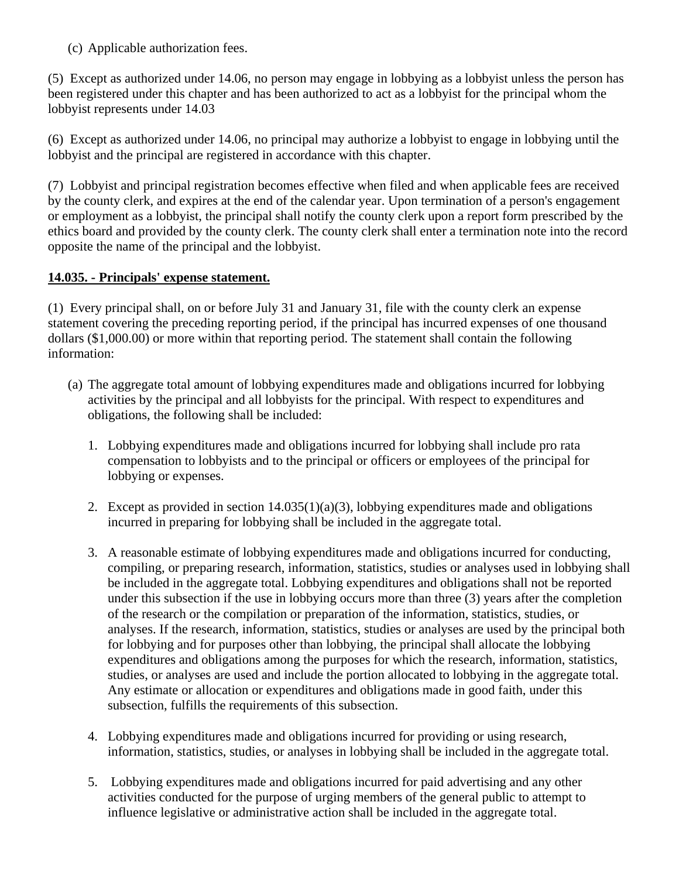(c) Applicable authorization fees.

(5) Except as authorized under 14.06, no person may engage in lobbying as a lobbyist unless the person has been registered under this chapter and has been authorized to act as a lobbyist for the principal whom the lobbyist represents under 14.03

(6) Except as authorized under 14.06, no principal may authorize a lobbyist to engage in lobbying until the lobbyist and the principal are registered in accordance with this chapter.

(7) Lobbyist and principal registration becomes effective when filed and when applicable fees are received by the county clerk, and expires at the end of the calendar year. Upon termination of a person's engagement or employment as a lobbyist, the principal shall notify the county clerk upon a report form prescribed by the ethics board and provided by the county clerk. The county clerk shall enter a termination note into the record opposite the name of the principal and the lobbyist.

**14.035. - Principals' expense statement.**

(1) Every principal shall, on or before July 31 and January 31, file with the county clerk an expense statement covering the preceding reporting period, if the principal has incurred expenses of one thousand dollars ($1,000.00) or more within that reporting period. The statement shall contain the following information:

(a) The aggregate total amount of lobbying expenditures made and obligations incurred for lobbying activities by the principal and all lobbyists for the principal. With respect to expenditures and obligations, the following shall be included:

1. Lobbying expenditures made and obligations incurred for lobbying shall include pro rata compensation to lobbyists and to the principal or officers or employees of the principal for lobbying or expenses.

2. Except as provided in section 14.035(1)(a)(3), lobbying expenditures made and obligations incurred in preparing for lobbying shall be included in the aggregate total.

3. A reasonable estimate of lobbying expenditures made and obligations incurred for conducting, compiling, or preparing research, information, statistics, studies or analyses used in lobbying shall be included in the aggregate total. Lobbying expenditures and obligations shall not be reported under this subsection if the use in lobbying occurs more than three (3) years after the completion of the research or the compilation or preparation of the information, statistics, studies, or analyses. If the research, information, statistics, studies or analyses are used by the principal both for lobbying and for purposes other than lobbying, the principal shall allocate the lobbying expenditures and obligations among the purposes for which the research, information, statistics, studies, or analyses are used and include the portion allocated to lobbying in the aggregate total. Any estimate or allocation or expenditures and obligations made in good faith, under this subsection, fulfills the requirements of this subsection.

4. Lobbying expenditures made and obligations incurred for providing or using research, information, statistics, studies, or analyses in lobbying shall be included in the aggregate total.

5. Lobbying expenditures made and obligations incurred for paid advertising and any other activities conducted for the purpose of urging members of the general public to attempt to influence legislative or administrative action shall be included in the aggregate total.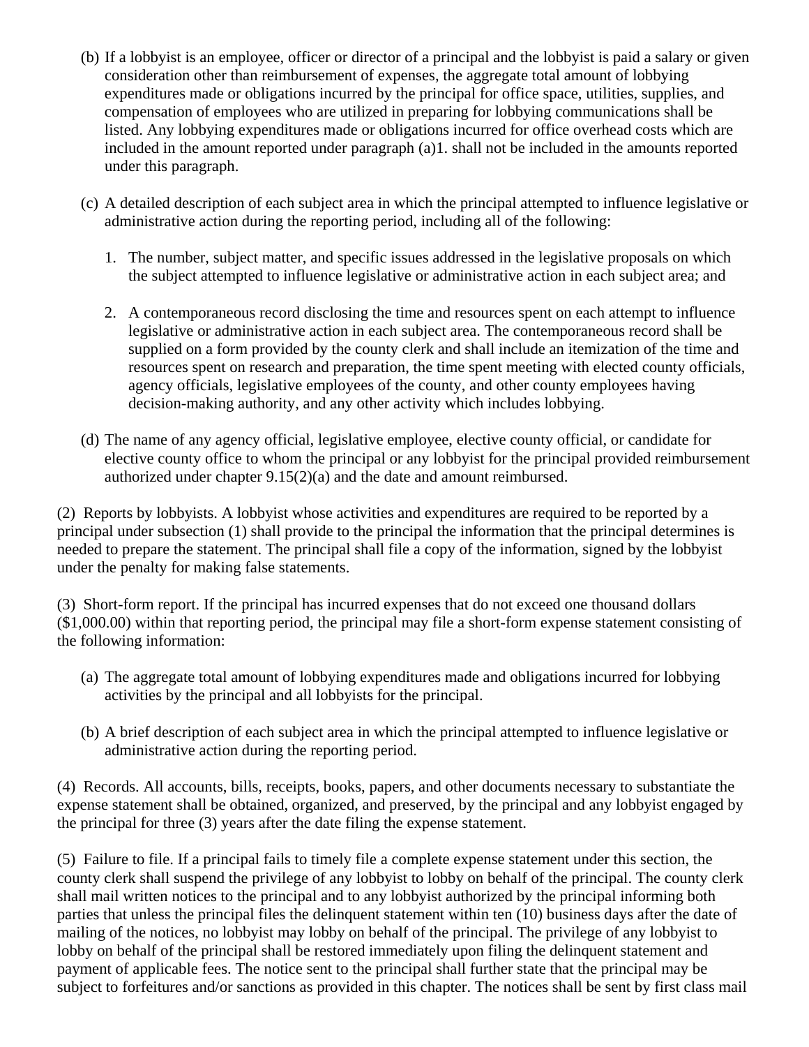(b) If a lobbyist is an employee, officer or director of a principal and the lobbyist is paid a salary or given consideration other than reimbursement of expenses, the aggregate total amount of lobbying expenditures made or obligations incurred by the principal for office space, utilities, supplies, and compensation of employees who are utilized in preparing for lobbying communications shall be listed. Any lobbying expenditures made or obligations incurred for office overhead costs which are included in the amount reported under paragraph (a)1. shall not be included in the amounts reported under this paragraph.

(c) A detailed description of each subject area in which the principal attempted to influence legislative or administrative action during the reporting period, including all of the following:

1. The number, subject matter, and specific issues addressed in the legislative proposals on which the subject attempted to influence legislative or administrative action in each subject area; and

2. A contemporaneous record disclosing the time and resources spent on each attempt to influence legislative or administrative action in each subject area. The contemporaneous record shall be supplied on a form provided by the county clerk and shall include an itemization of the time and resources spent on research and preparation, the time spent meeting with elected county officials, agency officials, legislative employees of the county, and other county employees having decision-making authority, and any other activity which includes lobbying.

(d) The name of any agency official, legislative employee, elective county official, or candidate for elective county office to whom the principal or any lobbyist for the principal provided reimbursement authorized under chapter 9.15(2)(a) and the date and amount reimbursed.

(2) Reports by lobbyists. A lobbyist whose activities and expenditures are required to be reported by a principal under subsection (1) shall provide to the principal the information that the principal determines is needed to prepare the statement. The principal shall file a copy of the information, signed by the lobbyist under the penalty for making false statements.

(3) Short-form report. If the principal has incurred expenses that do not exceed one thousand dollars ($1,000.00) within that reporting period, the principal may file a short-form expense statement consisting of the following information:

(a) The aggregate total amount of lobbying expenditures made and obligations incurred for lobbying activities by the principal and all lobbyists for the principal.

(b) A brief description of each subject area in which the principal attempted to influence legislative or administrative action during the reporting period.

(4) Records. All accounts, bills, receipts, books, papers, and other documents necessary to substantiate the expense statement shall be obtained, organized, and preserved, by the principal and any lobbyist engaged by the principal for three (3) years after the date filing the expense statement.

(5) Failure to file. If a principal fails to timely file a complete expense statement under this section, the county clerk shall suspend the privilege of any lobbyist to lobby on behalf of the principal. The county clerk shall mail written notices to the principal and to any lobbyist authorized by the principal informing both parties that unless the principal files the delinquent statement within ten (10) business days after the date of mailing of the notices, no lobbyist may lobby on behalf of the principal. The privilege of any lobbyist to lobby on behalf of the principal shall be restored immediately upon filing the delinquent statement and payment of applicable fees. The notice sent to the principal shall further state that the principal may be subject to forfeitures and/or sanctions as provided in this chapter. The notices shall be sent by first class mail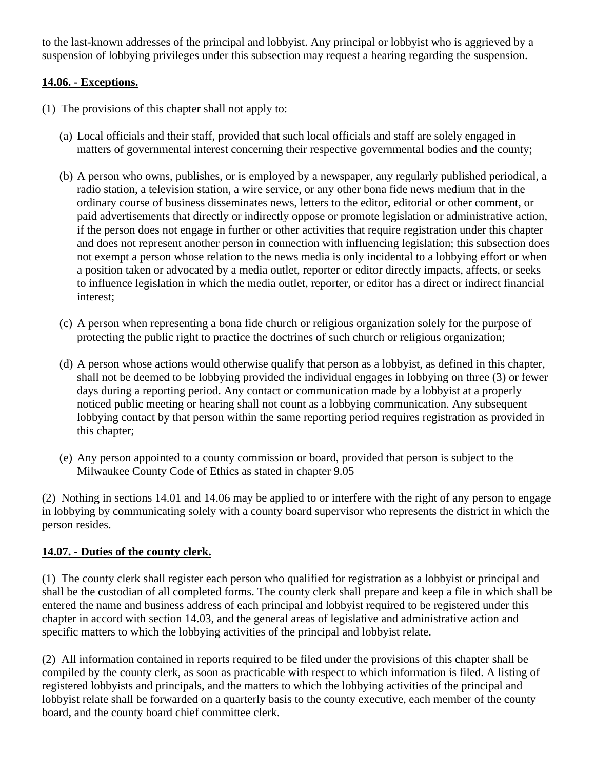to the last-known addresses of the principal and lobbyist. Any principal or lobbyist who is aggrieved by a suspension of lobbying privileges under this subsection may request a hearing regarding the suspension.

**14.06. - Exceptions.**

(1) The provisions of this chapter shall not apply to:

(a) Local officials and their staff, provided that such local officials and staff are solely engaged in matters of governmental interest concerning their respective governmental bodies and the county;

(b) A person who owns, publishes, or is employed by a newspaper, any regularly published periodical, a radio station, a television station, a wire service, or any other bona fide news medium that in the ordinary course of business disseminates news, letters to the editor, editorial or other comment, or paid advertisements that directly or indirectly oppose or promote legislation or administrative action, if the person does not engage in further or other activities that require registration under this chapter and does not represent another person in connection with influencing legislation; this subsection does not exempt a person whose relation to the news media is only incidental to a lobbying effort or when a position taken or advocated by a media outlet, reporter or editor directly impacts, affects, or seeks to influence legislation in which the media outlet, reporter, or editor has a direct or indirect financial interest;

(c) A person when representing a bona fide church or religious organization solely for the purpose of protecting the public right to practice the doctrines of such church or religious organization;

(d) A person whose actions would otherwise qualify that person as a lobbyist, as defined in this chapter, shall not be deemed to be lobbying provided the individual engages in lobbying on three (3) or fewer days during a reporting period. Any contact or communication made by a lobbyist at a properly noticed public meeting or hearing shall not count as a lobbying communication. Any subsequent lobbying contact by that person within the same reporting period requires registration as provided in this chapter;

(e) Any person appointed to a county commission or board, provided that person is subject to the Milwaukee County Code of Ethics as stated in chapter 9.05

(2) Nothing in sections 14.01 and 14.06 may be applied to or interfere with the right of any person to engage in lobbying by communicating solely with a county board supervisor who represents the district in which the person resides.

**14.07. - Duties of the county clerk.**

(1) The county clerk shall register each person who qualified for registration as a lobbyist or principal and shall be the custodian of all completed forms. The county clerk shall prepare and keep a file in which shall be entered the name and business address of each principal and lobbyist required to be registered under this chapter in accord with section 14.03, and the general areas of legislative and administrative action and specific matters to which the lobbying activities of the principal and lobbyist relate.

(2) All information contained in reports required to be filed under the provisions of this chapter shall be compiled by the county clerk, as soon as practicable with respect to which information is filed. A listing of registered lobbyists and principals, and the matters to which the lobbying activities of the principal and lobbyist relate shall be forwarded on a quarterly basis to the county executive, each member of the county board, and the county board chief committee clerk.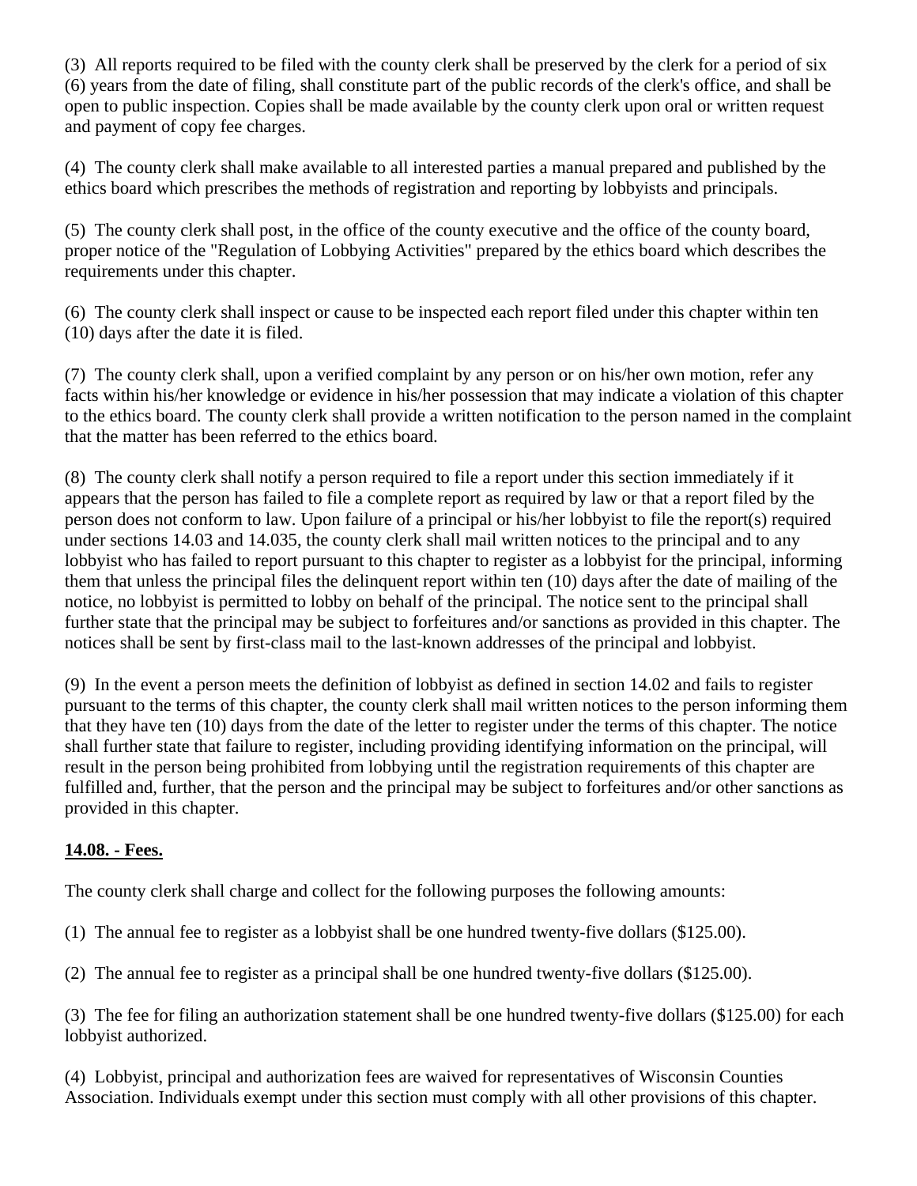(3) All reports required to be filed with the county clerk shall be preserved by the clerk for a period of six (6) years from the date of filing, shall constitute part of the public records of the clerk's office, and shall be open to public inspection. Copies shall be made available by the county clerk upon oral or written request and payment of copy fee charges.

(4) The county clerk shall make available to all interested parties a manual prepared and published by the ethics board which prescribes the methods of registration and reporting by lobbyists and principals.

(5) The county clerk shall post, in the office of the county executive and the office of the county board, proper notice of the "Regulation of Lobbying Activities" prepared by the ethics board which describes the requirements under this chapter.

(6) The county clerk shall inspect or cause to be inspected each report filed under this chapter within ten (10) days after the date it is filed.

(7) The county clerk shall, upon a verified complaint by any person or on his/her own motion, refer any facts within his/her knowledge or evidence in his/her possession that may indicate a violation of this chapter to the ethics board. The county clerk shall provide a written notification to the person named in the complaint that the matter has been referred to the ethics board.

(8) The county clerk shall notify a person required to file a report under this section immediately if it appears that the person has failed to file a complete report as required by law or that a report filed by the person does not conform to law. Upon failure of a principal or his/her lobbyist to file the report(s) required under sections 14.03 and 14.035, the county clerk shall mail written notices to the principal and to any lobbyist who has failed to report pursuant to this chapter to register as a lobbyist for the principal, informing them that unless the principal files the delinquent report within ten (10) days after the date of mailing of the notice, no lobbyist is permitted to lobby on behalf of the principal. The notice sent to the principal shall further state that the principal may be subject to forfeitures and/or sanctions as provided in this chapter. The notices shall be sent by first-class mail to the last-known addresses of the principal and lobbyist.

(9) In the event a person meets the definition of lobbyist as defined in section 14.02 and fails to register pursuant to the terms of this chapter, the county clerk shall mail written notices to the person informing them that they have ten (10) days from the date of the letter to register under the terms of this chapter. The notice shall further state that failure to register, including providing identifying information on the principal, will result in the person being prohibited from lobbying until the registration requirements of this chapter are fulfilled and, further, that the person and the principal may be subject to forfeitures and/or other sanctions as provided in this chapter.

**14.08. - Fees.**

The county clerk shall charge and collect for the following purposes the following amounts:

(1) The annual fee to register as a lobbyist shall be one hundred twenty-five dollars ($125.00).

(2) The annual fee to register as a principal shall be one hundred twenty-five dollars ($125.00).

(3) The fee for filing an authorization statement shall be one hundred twenty-five dollars ($125.00) for each lobbyist authorized.

(4) Lobbyist, principal and authorization fees are waived for representatives of Wisconsin Counties Association. Individuals exempt under this section must comply with all other provisions of this chapter.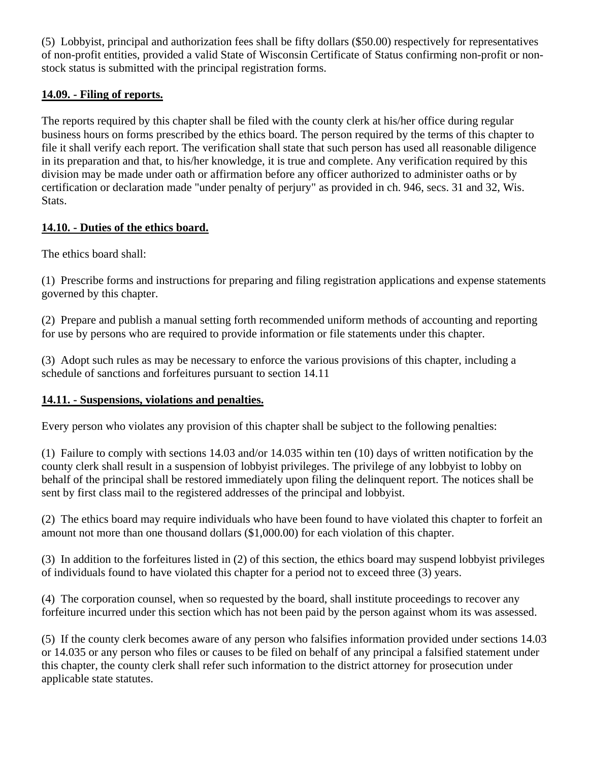(5) Lobbyist, principal and authorization fees shall be fifty dollars ($50.00) respectively for representatives of non-profit entities, provided a valid State of Wisconsin Certificate of Status confirming non-profit or non-stock status is submitted with the principal registration forms.

**14.09. - Filing of reports.**

The reports required by this chapter shall be filed with the county clerk at his/her office during regular business hours on forms prescribed by the ethics board. The person required by the terms of this chapter to file it shall verify each report. The verification shall state that such person has used all reasonable diligence in its preparation and that, to his/her knowledge, it is true and complete. Any verification required by this division may be made under oath or affirmation before any officer authorized to administer oaths or by certification or declaration made "under penalty of perjury" as provided in ch. 946, secs. 31 and 32, Wis. Stats.

**14.10. - Duties of the ethics board.**

The ethics board shall:

(1) Prescribe forms and instructions for preparing and filing registration applications and expense statements governed by this chapter.

(2) Prepare and publish a manual setting forth recommended uniform methods of accounting and reporting for use by persons who are required to provide information or file statements under this chapter.

(3) Adopt such rules as may be necessary to enforce the various provisions of this chapter, including a schedule of sanctions and forfeitures pursuant to section 14.11

**14.11. - Suspensions, violations and penalties.**

Every person who violates any provision of this chapter shall be subject to the following penalties:

(1) Failure to comply with sections 14.03 and/or 14.035 within ten (10) days of written notification by the county clerk shall result in a suspension of lobbyist privileges. The privilege of any lobbyist to lobby on behalf of the principal shall be restored immediately upon filing the delinquent report. The notices shall be sent by first class mail to the registered addresses of the principal and lobbyist.

(2) The ethics board may require individuals who have been found to have violated this chapter to forfeit an amount not more than one thousand dollars ($1,000.00) for each violation of this chapter.

(3) In addition to the forfeitures listed in (2) of this section, the ethics board may suspend lobbyist privileges of individuals found to have violated this chapter for a period not to exceed three (3) years.

(4) The corporation counsel, when so requested by the board, shall institute proceedings to recover any forfeiture incurred under this section which has not been paid by the person against whom its was assessed.

(5) If the county clerk becomes aware of any person who falsifies information provided under sections 14.03 or 14.035 or any person who files or causes to be filed on behalf of any principal a falsified statement under this chapter, the county clerk shall refer such information to the district attorney for prosecution under applicable state statutes.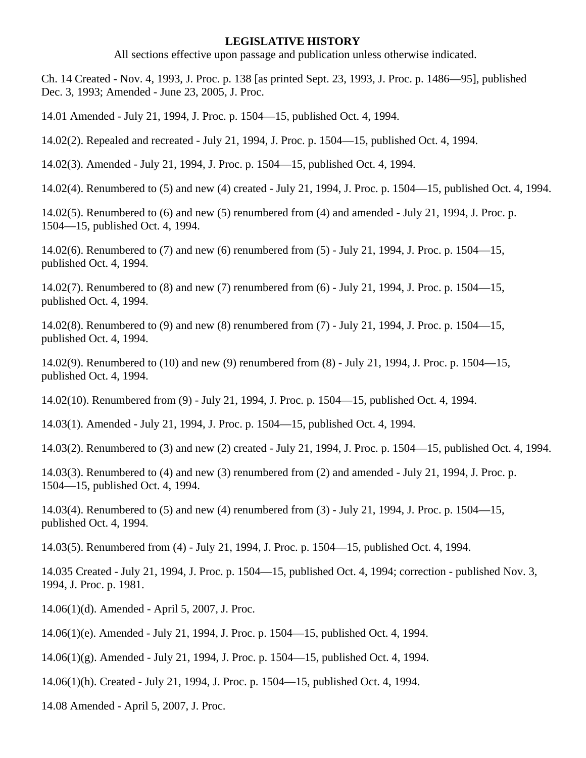**LEGISLATIVE HISTORY**

All sections effective upon passage and publication unless otherwise indicated.

Ch. 14 Created - Nov. 4, 1993, J. Proc. p. 138 [as printed Sept. 23, 1993, J. Proc. p. 1486—95], published Dec. 3, 1993; Amended - June 23, 2005, J. Proc.

14.01 Amended - July 21, 1994, J. Proc. p. 1504—15, published Oct. 4, 1994.

14.02(2). Repealed and recreated - July 21, 1994, J. Proc. p. 1504—15, published Oct. 4, 1994.

14.02(3). Amended - July 21, 1994, J. Proc. p. 1504—15, published Oct. 4, 1994.

14.02(4). Renumbered to (5) and new (4) created - July 21, 1994, J. Proc. p. 1504—15, published Oct. 4, 1994.

14.02(5). Renumbered to (6) and new (5) renumbered from (4) and amended - July 21, 1994, J. Proc. p. 1504—15, published Oct. 4, 1994.

14.02(6). Renumbered to (7) and new (6) renumbered from (5) - July 21, 1994, J. Proc. p. 1504—15, published Oct. 4, 1994.

14.02(7). Renumbered to (8) and new (7) renumbered from (6) - July 21, 1994, J. Proc. p. 1504—15, published Oct. 4, 1994.

14.02(8). Renumbered to (9) and new (8) renumbered from (7) - July 21, 1994, J. Proc. p. 1504—15, published Oct. 4, 1994.

14.02(9). Renumbered to (10) and new (9) renumbered from (8) - July 21, 1994, J. Proc. p. 1504—15, published Oct. 4, 1994.

14.02(10). Renumbered from (9) - July 21, 1994, J. Proc. p. 1504—15, published Oct. 4, 1994.

14.03(1). Amended - July 21, 1994, J. Proc. p. 1504—15, published Oct. 4, 1994.

14.03(2). Renumbered to (3) and new (2) created - July 21, 1994, J. Proc. p. 1504—15, published Oct. 4, 1994.

14.03(3). Renumbered to (4) and new (3) renumbered from (2) and amended - July 21, 1994, J. Proc. p. 1504—15, published Oct. 4, 1994.

14.03(4). Renumbered to (5) and new (4) renumbered from (3) - July 21, 1994, J. Proc. p. 1504—15, published Oct. 4, 1994.

14.03(5). Renumbered from (4) - July 21, 1994, J. Proc. p. 1504—15, published Oct. 4, 1994.

14.035 Created - July 21, 1994, J. Proc. p. 1504—15, published Oct. 4, 1994; correction - published Nov. 3, 1994, J. Proc. p. 1981.

14.06(1)(d). Amended - April 5, 2007, J. Proc.

14.06(1)(e). Amended - July 21, 1994, J. Proc. p. 1504—15, published Oct. 4, 1994.

14.06(1)(g). Amended - July 21, 1994, J. Proc. p. 1504—15, published Oct. 4, 1994.

14.06(1)(h). Created - July 21, 1994, J. Proc. p. 1504—15, published Oct. 4, 1994.

14.08 Amended - April 5, 2007, J. Proc.